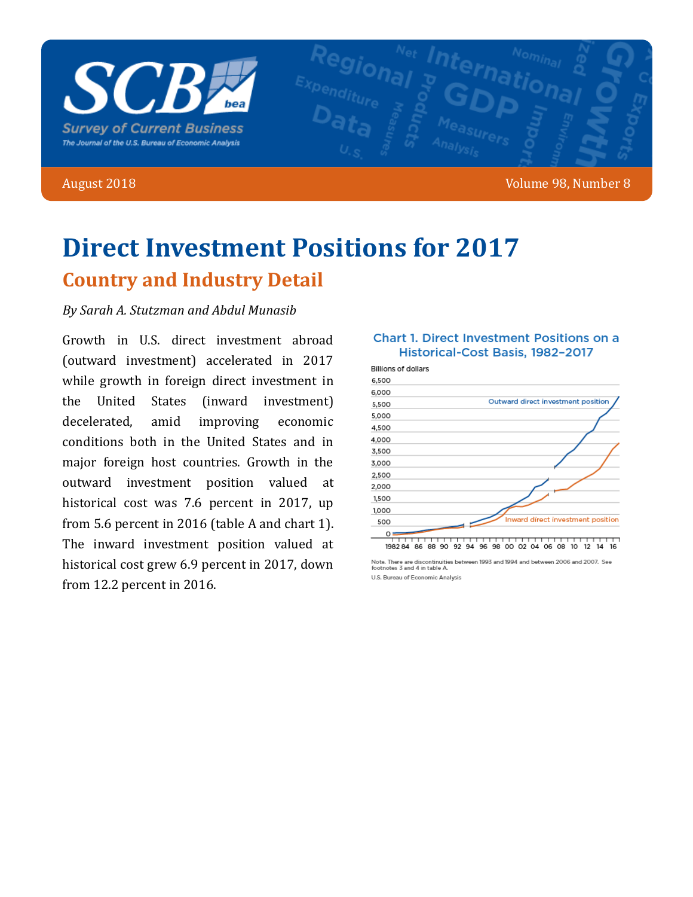# Direct Investment Positions for 2017

## Country and Industry Detail

*By Sarah A. Stutzman and Abdul Munasib*

Growth in U.S. direct investment abroad (outward investment) accelerated in 2017 while growth in foreign direct investment in the United States (inward investment) decelerated, amid improving economic conditions both in the United States and in major foreign host countries. Growth in the outward investment position valued at historical cost was 7.6 percent in 2017, up from 5.6 percent in 2016 (table A and chart 1). The inward investment position valued at historical cost grew 6.9 percent in 2017, down from 12.2 percent in 2016.

**Chart 1. Direct Investment Positions on a Historical-Cost Basis, 1982–2017**

Note. There are discontinuities between 1993 and 1994 and between 2006 and 2007. See footnotes 3 and 4 in table A.

U.S. Bureau of Economic Analysis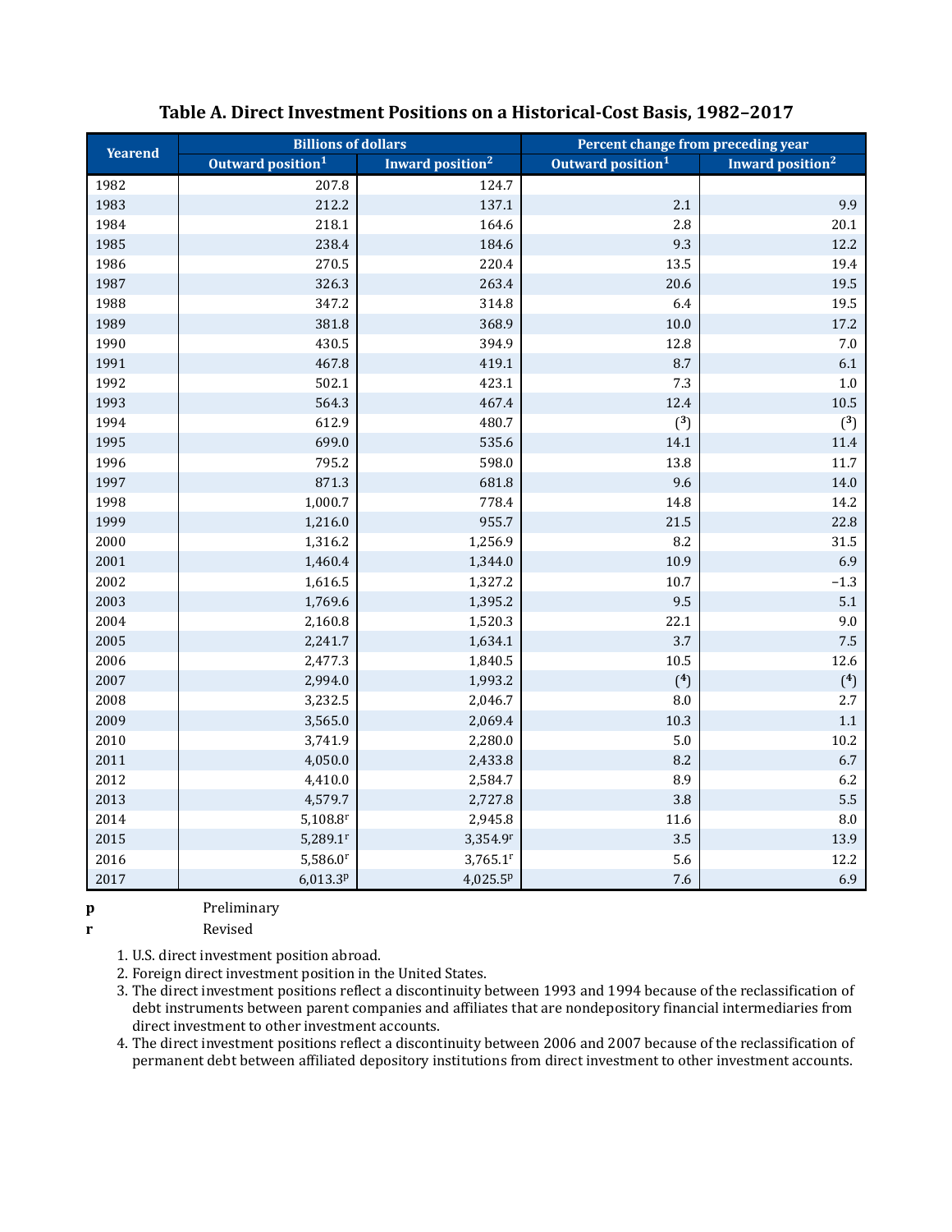### Table A. Direct Investment Positions on a Historical-Cost Basis, 1982–2017

| Yearend | Billions of dollars | | Percent change from preceding year | |
|---|---|---|---|---|
| | Outward position[1] | Inward position[2] | Outward position[1] | Inward position[2] |
| 1982 | 207.8 | 124.7 | | |
| 1983 | 212.2 | 137.1 | 2.1 | 9.9 |
| 1984 | 218.1 | 164.6 | 2.8 | 20.1 |
| 1985 | 238.4 | 184.6 | 9.3 | 12.2 |
| 1986 | 270.5 | 220.4 | 13.5 | 19.4 |
| 1987 | 326.3 | 263.4 | 20.6 | 19.5 |
| 1988 | 347.2 | 314.8 | 6.4 | 19.5 |
| 1989 | 381.8 | 368.9 | 10.0 | 17.2 |
| 1990 | 430.5 | 394.9 | 12.8 | 7.0 |
| 1991 | 467.8 | 419.1 | 8.7 | 6.1 |
| 1992 | 502.1 | 423.1 | 7.3 | 1.0 |
| 1993 | 564.3 | 467.4 | 12.4 | 10.5 |
| 1994 | 612.9 | 480.7 | ([3]) | ([3]) |
| 1995 | 699.0 | 535.6 | 14.1 | 11.4 |
| 1996 | 795.2 | 598.0 | 13.8 | 11.7 |
| 1997 | 871.3 | 681.8 | 9.6 | 14.0 |
| 1998 | 1,000.7 | 778.4 | 14.8 | 14.2 |
| 1999 | 1,216.0 | 955.7 | 21.5 | 22.8 |
| 2000 | 1,316.2 | 1,256.9 | 8.2 | 31.5 |
| 2001 | 1,460.4 | 1,344.0 | 10.9 | 6.9 |
| 2002 | 1,616.5 | 1,327.2 | 10.7 | −1.3 |
| 2003 | 1,769.6 | 1,395.2 | 9.5 | 5.1 |
| 2004 | 2,160.8 | 1,520.3 | 22.1 | 9.0 |
| 2005 | 2,241.7 | 1,634.1 | 3.7 | 7.5 |
| 2006 | 2,477.3 | 1,840.5 | 10.5 | 12.6 |
| 2007 | 2,994.0 | 1,993.2 | ([4]) | ([4]) |
| 2008 | 3,232.5 | 2,046.7 | 8.0 | 2.7 |
| 2009 | 3,565.0 | 2,069.4 | 10.3 | 1.1 |
| 2010 | 3,741.9 | 2,280.0 | 5.0 | 10.2 |
| 2011 | 4,050.0 | 2,433.8 | 8.2 | 6.7 |
| 2012 | 4,410.0 | 2,584.7 | 8.9 | 6.2 |
| 2013 | 4,579.7 | 2,727.8 | 3.8 | 5.5 |
| 2014 | 5,108.8r | 2,945.8 | 11.6 | 8.0 |
| 2015 | 5,289.1r | 3,354.9r | 3.5 | 13.9 |
| 2016 | 5,586.0r | 3,765.1r | 5.6 | 12.2 |
| 2017 | 6,013.3p | 4,025.5p | 7.6 | 6.9 |

**p** Preliminary

**r** Revised

1. U.S. direct investment position abroad.
2. Foreign direct investment position in the United States.
3. The direct investment positions reflect a discontinuity between 1993 and 1994 because of the reclassification of debt instruments between parent companies and affiliates that are nondepository financial intermediaries from direct investment to other investment accounts.
4. The direct investment positions reflect a discontinuity between 2006 and 2007 because of the reclassification of permanent debt between affiliated depository institutions from direct investment to other investment accounts.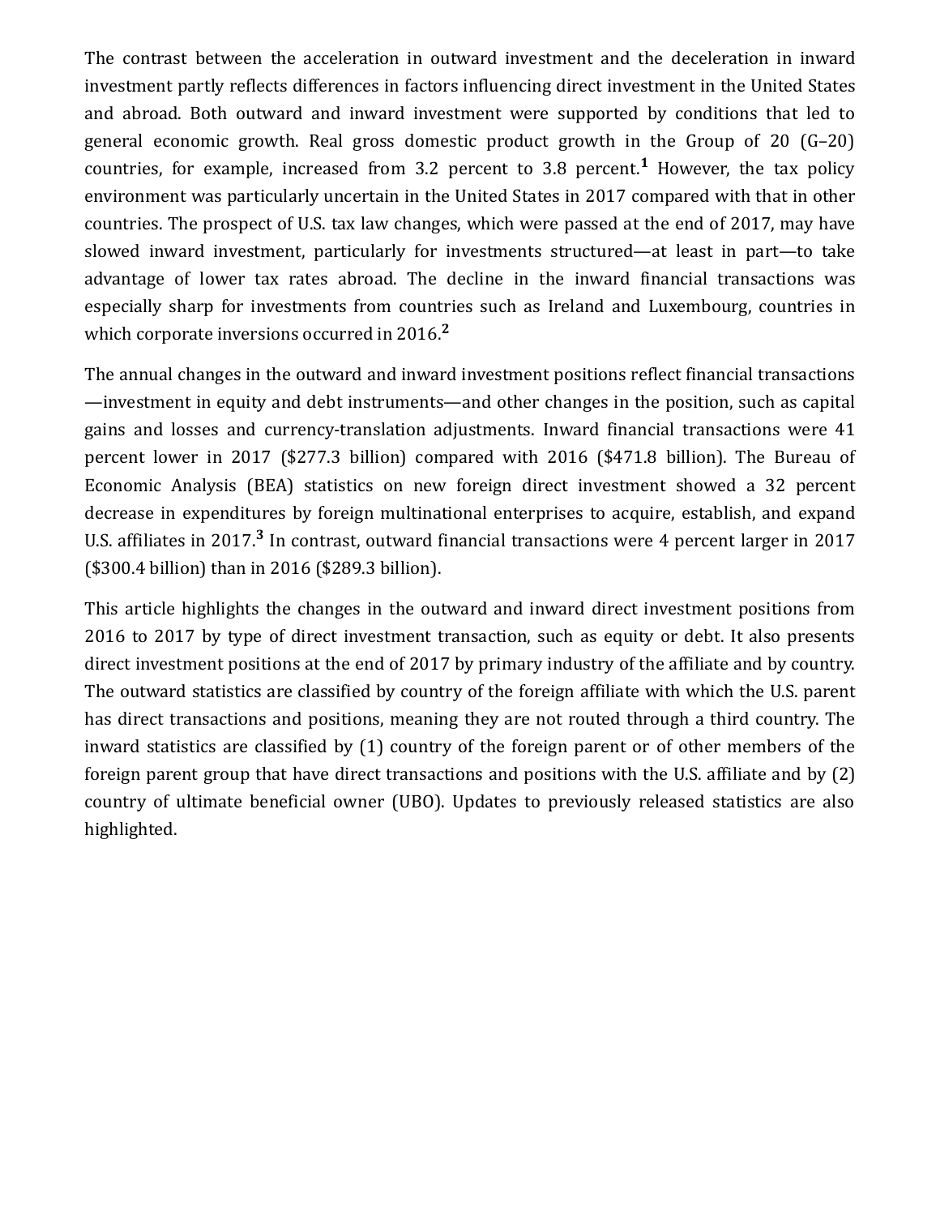The contrast between the acceleration in outward investment and the deceleration in inward investment partly reflects differences in factors influencing direct investment in the United States and abroad. Both outward and inward investment were supported by conditions that led to general economic growth. Real gross domestic product growth in the Group of 20 (G–20) countries, for example, increased from 3.2 percent to 3.8 percent.[1] However, the tax policy environment was particularly uncertain in the United States in 2017 compared with that in other countries. The prospect of U.S. tax law changes, which were passed at the end of 2017, may have slowed inward investment, particularly for investments structured—at least in part—to take advantage of lower tax rates abroad. The decline in the inward financial transactions was especially sharp for investments from countries such as Ireland and Luxembourg, countries in which corporate inversions occurred in 2016.[2]

The annual changes in the outward and inward investment positions reflect financial transactions—investment in equity and debt instruments—and other changes in the position, such as capital gains and losses and currency-translation adjustments. Inward financial transactions were 41 percent lower in 2017 ($277.3 billion) compared with 2016 ($471.8 billion). The Bureau of Economic Analysis (BEA) statistics on new foreign direct investment showed a 32 percent decrease in expenditures by foreign multinational enterprises to acquire, establish, and expand U.S. affiliates in 2017.[3] In contrast, outward financial transactions were 4 percent larger in 2017 ($300.4 billion) than in 2016 ($289.3 billion).

This article highlights the changes in the outward and inward direct investment positions from 2016 to 2017 by type of direct investment transaction, such as equity or debt. It also presents direct investment positions at the end of 2017 by primary industry of the affiliate and by country. The outward statistics are classified by country of the foreign affiliate with which the U.S. parent has direct transactions and positions, meaning they are not routed through a third country. The inward statistics are classified by (1) country of the foreign parent or of other members of the foreign parent group that have direct transactions and positions with the U.S. affiliate and by (2) country of ultimate beneficial owner (UBO). Updates to previously released statistics are also highlighted.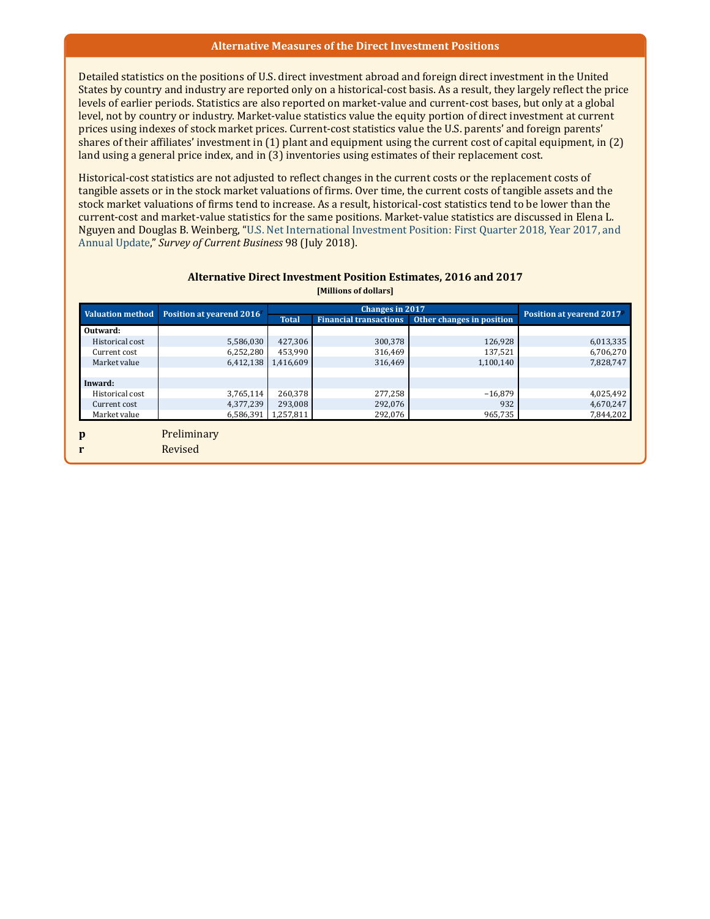## Alternative Measures of the Direct Investment Positions

Detailed statistics on the positions of U.S. direct investment abroad and foreign direct investment in the United States by country and industry are reported only on a historical-cost basis. As a result, they largely reflect the price levels of earlier periods. Statistics are also reported on market-value and current-cost bases, but only at a global level, not by country or industry. Market-value statistics value the equity portion of direct investment at current prices using indexes of stock market prices. Current-cost statistics value the U.S. parents' and foreign parents' shares of their affiliates' investment in (1) plant and equipment using the current cost of capital equipment, in (2) land using a general price index, and in (3) inventories using estimates of their replacement cost.

Historical-cost statistics are not adjusted to reflect changes in the current costs or the replacement costs of tangible assets or in the stock market valuations of firms. Over time, the current costs of tangible assets and the stock market valuations of firms tend to increase. As a result, historical-cost statistics tend to be lower than the current-cost and market-value statistics for the same positions. Market-value statistics are discussed in Elena L. Nguyen and Douglas B. Weinberg, "U.S. Net International Investment Position: First Quarter 2018, Year 2017, and Annual Update," *Survey of Current Business* 98 (July 2018).

### Alternative Direct Investment Position Estimates, 2016 and 2017

**[Millions of dollars]**

| Valuation method | Position at yearend 2016[r] | Changes in 2017 | | | Position at yearend 2017[p] |
|---|---|---|---|---|---|
| | | Total | Financial transactions | Other changes in position | |
| **Outward:** | | | | | |
| Historical cost | 5,586,030 | 427,306 | 300,378 | 126,928 | 6,013,335 |
| Current cost | 6,252,280 | 453,990 | 316,469 | 137,521 | 6,706,270 |
| Market value | 6,412,138 | 1,416,609 | 316,469 | 1,100,140 | 7,828,747 |
| | | | | | |
| **Inward:** | | | | | |
| Historical cost | 3,765,114 | 260,378 | 277,258 | −16,879 | 4,025,492 |
| Current cost | 4,377,239 | 293,008 | 292,076 | 932 | 4,670,247 |
| Market value | 6,586,391 | 1,257,811 | 292,076 | 965,735 | 7,844,202 |

**p** Preliminary
**r** Revised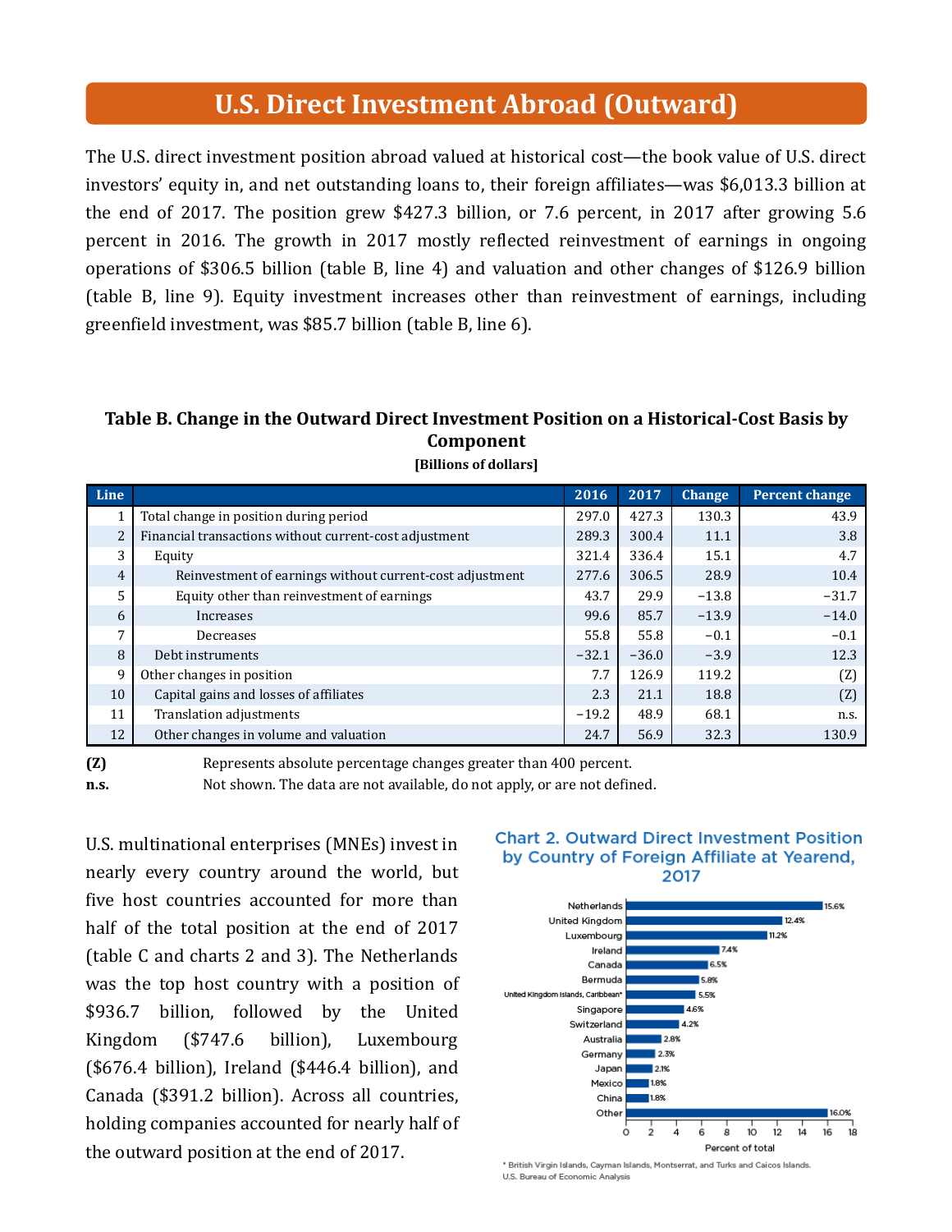# U.S. Direct Investment Abroad (Outward)

The U.S. direct investment position abroad valued at historical cost—the book value of U.S. direct investors' equity in, and net outstanding loans to, their foreign affiliates—was $6,013.3 billion at the end of 2017. The position grew $427.3 billion, or 7.6 percent, in 2017 after growing 5.6 percent in 2016. The growth in 2017 mostly reflected reinvestment of earnings in ongoing operations of $306.5 billion (table B, line 4) and valuation and other changes of $126.9 billion (table B, line 9). Equity investment increases other than reinvestment of earnings, including greenfield investment, was $85.7 billion (table B, line 6).

**Table B. Change in the Outward Direct Investment Position on a Historical-Cost Basis by Component**

**[Billions of dollars]**

| Line | | 2016 | 2017 | Change | Percent change |
|---|---|---|---|---|---|
| 1 | Total change in position during period | 297.0 | 427.3 | 130.3 | 43.9 |
| 2 | Financial transactions without current-cost adjustment | 289.3 | 300.4 | 11.1 | 3.8 |
| 3 | Equity | 321.4 | 336.4 | 15.1 | 4.7 |
| 4 | Reinvestment of earnings without current-cost adjustment | 277.6 | 306.5 | 28.9 | 10.4 |
| 5 | Equity other than reinvestment of earnings | 43.7 | 29.9 | −13.8 | −31.7 |
| 6 | Increases | 99.6 | 85.7 | −13.9 | −14.0 |
| 7 | Decreases | 55.8 | 55.8 | −0.1 | −0.1 |
| 8 | Debt instruments | −32.1 | −36.0 | −3.9 | 12.3 |
| 9 | Other changes in position | 7.7 | 126.9 | 119.2 | (Z) |
| 10 | Capital gains and losses of affiliates | 2.3 | 21.1 | 18.8 | (Z) |
| 11 | Translation adjustments | −19.2 | 48.9 | 68.1 | n.s. |
| 12 | Other changes in volume and valuation | 24.7 | 56.9 | 32.3 | 130.9 |

**(Z)** Represents absolute percentage changes greater than 400 percent.

**n.s.** Not shown. The data are not available, do not apply, or are not defined.

U.S. multinational enterprises (MNEs) invest in nearly every country around the world, but five host countries accounted for more than half of the total position at the end of 2017 (table C and charts 2 and 3). The Netherlands was the top host country with a position of $936.7 billion, followed by the United Kingdom ($747.6 billion), Luxembourg ($676.4 billion), Ireland ($446.4 billion), and Canada ($391.2 billion). Across all countries, holding companies accounted for nearly half of the outward position at the end of 2017.

**Chart 2. Outward Direct Investment Position by Country of Foreign Affiliate at Yearend, 2017**

| Country | Percent of total |
|---|---|
| Netherlands | 15.6% |
| United Kingdom | 12.4% |
| Luxembourg | 11.2% |
| Ireland | 7.4% |
| Canada | 6.5% |
| Bermuda | 5.8% |
| United Kingdom Islands, Caribbean* | 5.5% |
| Singapore | 4.6% |
| Switzerland | 4.2% |
| Australia | 2.8% |
| Germany | 2.3% |
| Japan | 2.1% |
| Mexico | 1.8% |
| China | 1.8% |
| Other | 16.0% |

\* British Virgin Islands, Cayman Islands, Montserrat, and Turks and Caicos Islands.

U.S. Bureau of Economic Analysis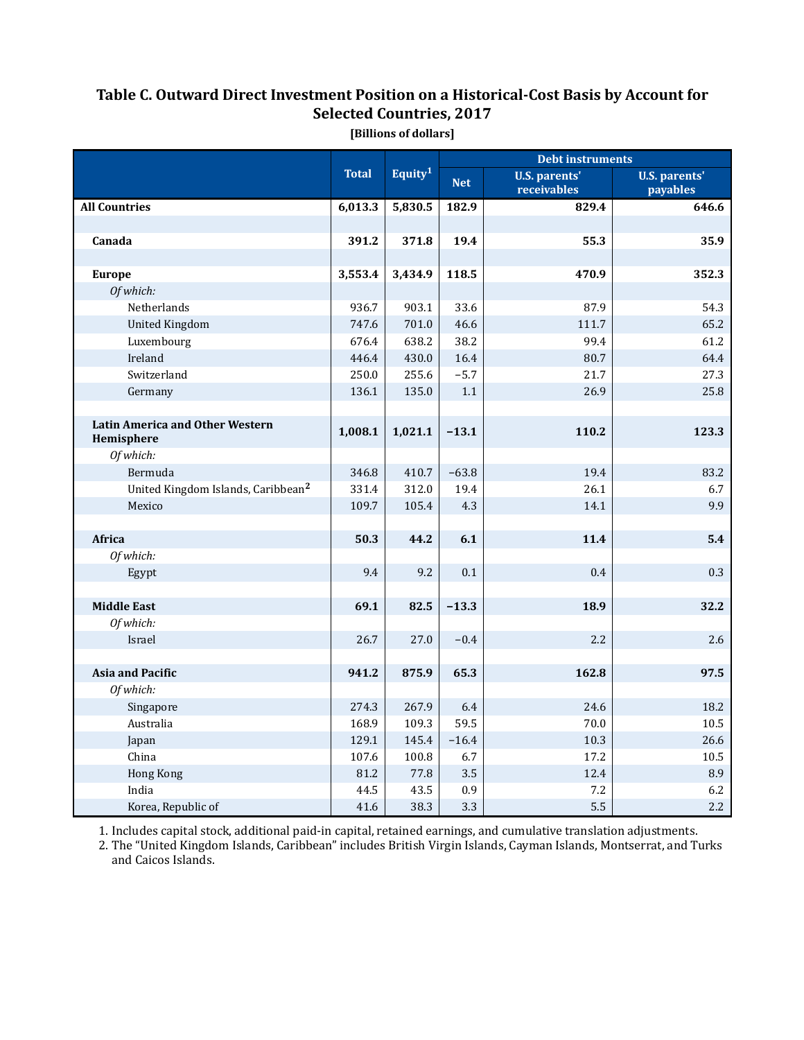# Table C. Outward Direct Investment Position on a Historical-Cost Basis by Account for Selected Countries, 2017

[Billions of dollars]

| | Total | Equity[1] | Debt instruments | | |
|---|---|---|---|---|---|
| | | | Net | U.S. parents' receivables | U.S. parents' payables |
| **All Countries** | **6,013.3** | **5,830.5** | **182.9** | **829.4** | **646.6** |
| | | | | | |
| **Canada** | **391.2** | **371.8** | **19.4** | **55.3** | **35.9** |
| | | | | | |
| **Europe** | **3,553.4** | **3,434.9** | **118.5** | **470.9** | **352.3** |
| *Of which:* | | | | | |
| Netherlands | 936.7 | 903.1 | 33.6 | 87.9 | 54.3 |
| United Kingdom | 747.6 | 701.0 | 46.6 | 111.7 | 65.2 |
| Luxembourg | 676.4 | 638.2 | 38.2 | 99.4 | 61.2 |
| Ireland | 446.4 | 430.0 | 16.4 | 80.7 | 64.4 |
| Switzerland | 250.0 | 255.6 | −5.7 | 21.7 | 27.3 |
| Germany | 136.1 | 135.0 | 1.1 | 26.9 | 25.8 |
| | | | | | |
| **Latin America and Other Western Hemisphere** | **1,008.1** | **1,021.1** | **−13.1** | **110.2** | **123.3** |
| *Of which:* | | | | | |
| Bermuda | 346.8 | 410.7 | −63.8 | 19.4 | 83.2 |
| United Kingdom Islands, Caribbean[2] | 331.4 | 312.0 | 19.4 | 26.1 | 6.7 |
| Mexico | 109.7 | 105.4 | 4.3 | 14.1 | 9.9 |
| | | | | | |
| **Africa** | **50.3** | **44.2** | **6.1** | **11.4** | **5.4** |
| *Of which:* | | | | | |
| Egypt | 9.4 | 9.2 | 0.1 | 0.4 | 0.3 |
| | | | | | |
| **Middle East** | **69.1** | **82.5** | **−13.3** | **18.9** | **32.2** |
| *Of which:* | | | | | |
| Israel | 26.7 | 27.0 | −0.4 | 2.2 | 2.6 |
| | | | | | |
| **Asia and Pacific** | **941.2** | **875.9** | **65.3** | **162.8** | **97.5** |
| *Of which:* | | | | | |
| Singapore | 274.3 | 267.9 | 6.4 | 24.6 | 18.2 |
| Australia | 168.9 | 109.3 | 59.5 | 70.0 | 10.5 |
| Japan | 129.1 | 145.4 | −16.4 | 10.3 | 26.6 |
| China | 107.6 | 100.8 | 6.7 | 17.2 | 10.5 |
| Hong Kong | 81.2 | 77.8 | 3.5 | 12.4 | 8.9 |
| India | 44.5 | 43.5 | 0.9 | 7.2 | 6.2 |
| Korea, Republic of | 41.6 | 38.3 | 3.3 | 5.5 | 2.2 |

1. Includes capital stock, additional paid-in capital, retained earnings, and cumulative translation adjustments.
2. The “United Kingdom Islands, Caribbean” includes British Virgin Islands, Cayman Islands, Montserrat, and Turks and Caicos Islands.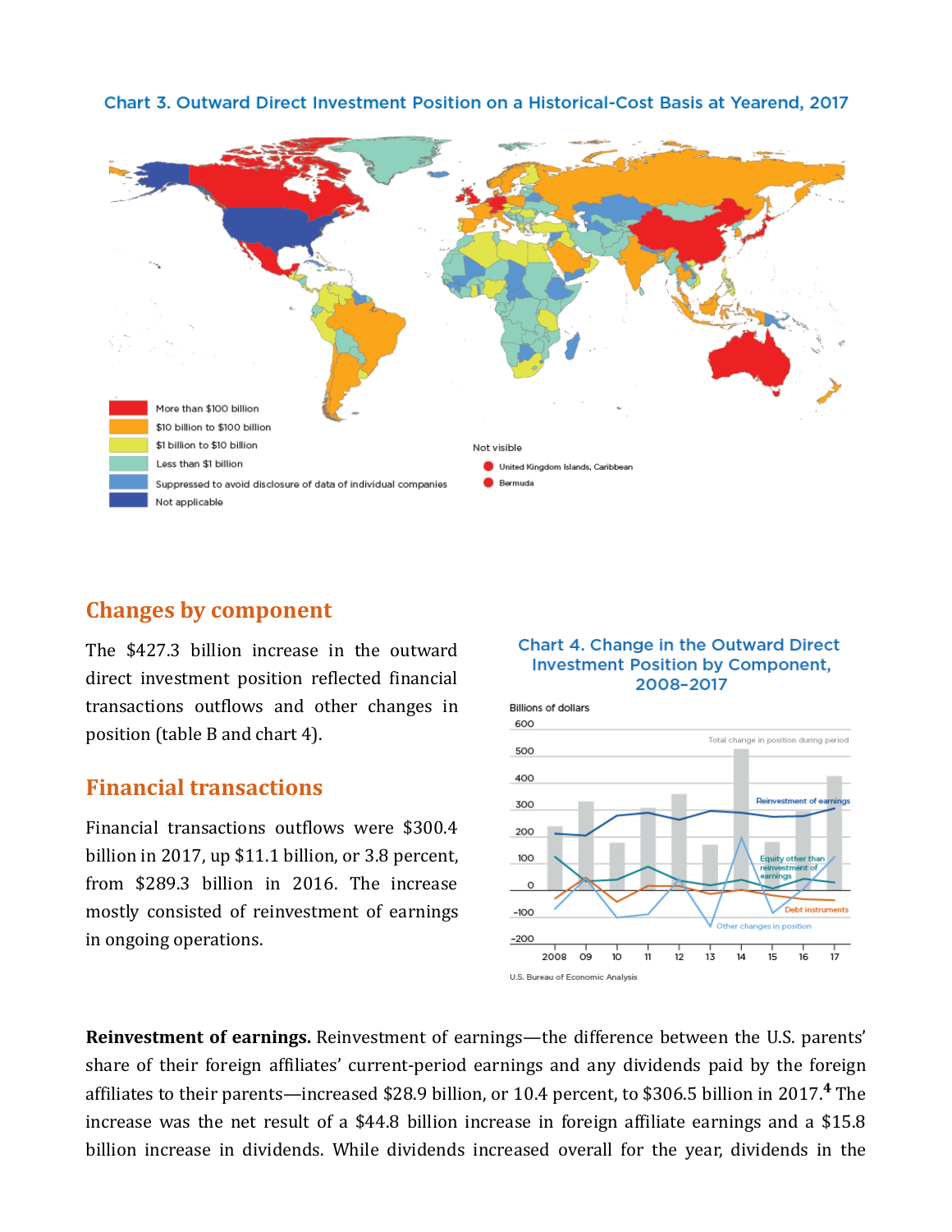Chart 3. Outward Direct Investment Position on a Historical-Cost Basis at Yearend, 2017

More than $100 billion
$10 billion to $100 billion
$1 billion to $10 billion
Less than $1 billion
Suppressed to avoid disclosure of data of individual companies
Not applicable

Not visible
United Kingdom Islands, Caribbean
Bermuda

## Changes by component

The $427.3 billion increase in the outward direct investment position reflected financial transactions outflows and other changes in position (table B and chart 4).

## Financial transactions

Financial transactions outflows were $300.4 billion in 2017, up $11.1 billion, or 3.8 percent, from $289.3 billion in 2016. The increase mostly consisted of reinvestment of earnings in ongoing operations.

Chart 4. Change in the Outward Direct Investment Position by Component, 2008–2017

U.S. Bureau of Economic Analysis

**Reinvestment of earnings.** Reinvestment of earnings—the difference between the U.S. parents' share of their foreign affiliates' current-period earnings and any dividends paid by the foreign affiliates to their parents—increased $28.9 billion, or 10.4 percent, to $306.5 billion in 2017.[4] The increase was the net result of a $44.8 billion increase in foreign affiliate earnings and a $15.8 billion increase in dividends. While dividends increased overall for the year, dividends in the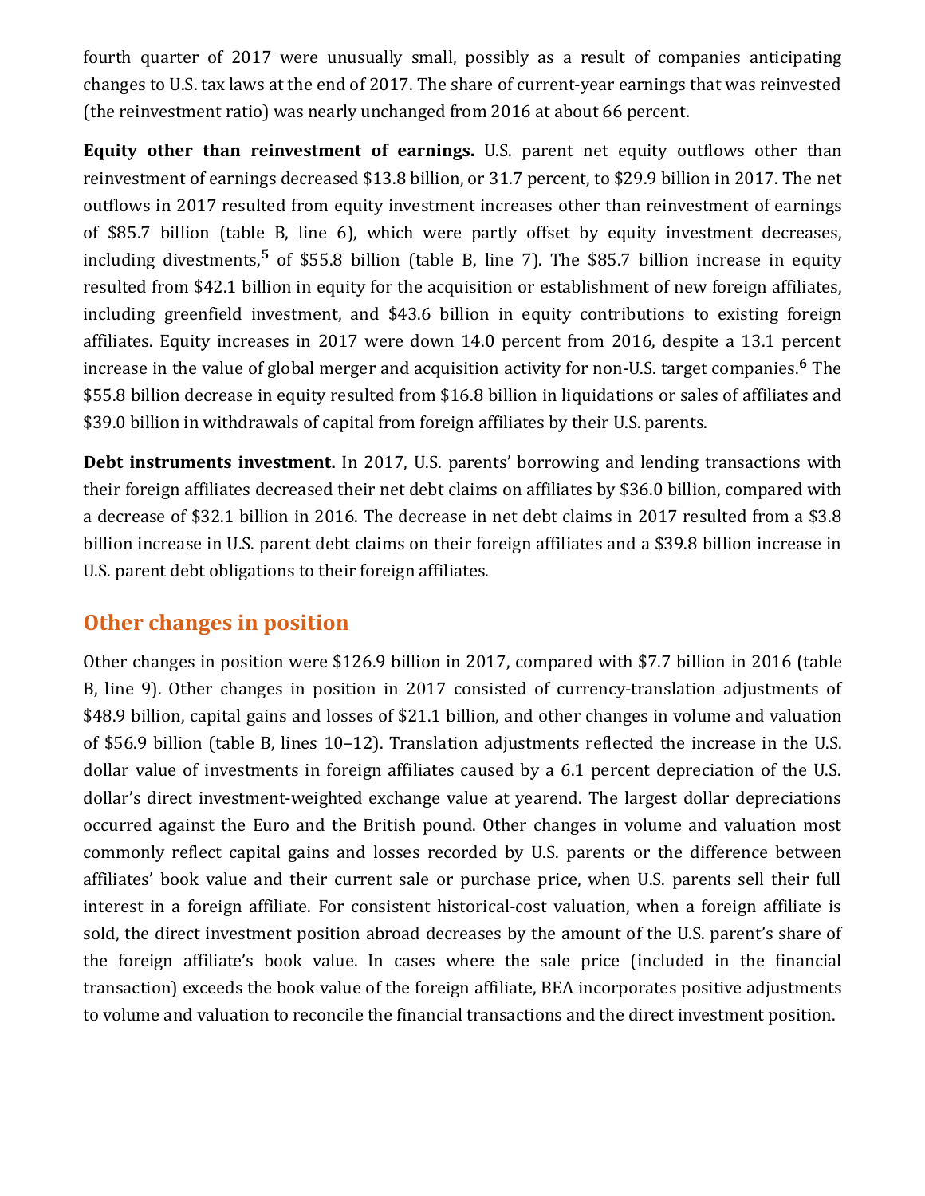fourth quarter of 2017 were unusually small, possibly as a result of companies anticipating changes to U.S. tax laws at the end of 2017. The share of current-year earnings that was reinvested (the reinvestment ratio) was nearly unchanged from 2016 at about 66 percent.

**Equity other than reinvestment of earnings.** U.S. parent net equity outflows other than reinvestment of earnings decreased $13.8 billion, or 31.7 percent, to $29.9 billion in 2017. The net outflows in 2017 resulted from equity investment increases other than reinvestment of earnings of $85.7 billion (table B, line 6), which were partly offset by equity investment decreases, including divestments,[5] of $55.8 billion (table B, line 7). The $85.7 billion increase in equity resulted from $42.1 billion in equity for the acquisition or establishment of new foreign affiliates, including greenfield investment, and $43.6 billion in equity contributions to existing foreign affiliates. Equity increases in 2017 were down 14.0 percent from 2016, despite a 13.1 percent increase in the value of global merger and acquisition activity for non-U.S. target companies.[6] The $55.8 billion decrease in equity resulted from $16.8 billion in liquidations or sales of affiliates and $39.0 billion in withdrawals of capital from foreign affiliates by their U.S. parents.

**Debt instruments investment.** In 2017, U.S. parents' borrowing and lending transactions with their foreign affiliates decreased their net debt claims on affiliates by $36.0 billion, compared with a decrease of $32.1 billion in 2016. The decrease in net debt claims in 2017 resulted from a $3.8 billion increase in U.S. parent debt claims on their foreign affiliates and a $39.8 billion increase in U.S. parent debt obligations to their foreign affiliates.

## Other changes in position

Other changes in position were $126.9 billion in 2017, compared with $7.7 billion in 2016 (table B, line 9). Other changes in position in 2017 consisted of currency-translation adjustments of $48.9 billion, capital gains and losses of $21.1 billion, and other changes in volume and valuation of $56.9 billion (table B, lines 10–12). Translation adjustments reflected the increase in the U.S. dollar value of investments in foreign affiliates caused by a 6.1 percent depreciation of the U.S. dollar's direct investment-weighted exchange value at yearend. The largest dollar depreciations occurred against the Euro and the British pound. Other changes in volume and valuation most commonly reflect capital gains and losses recorded by U.S. parents or the difference between affiliates' book value and their current sale or purchase price, when U.S. parents sell their full interest in a foreign affiliate. For consistent historical-cost valuation, when a foreign affiliate is sold, the direct investment position abroad decreases by the amount of the U.S. parent's share of the foreign affiliate's book value. In cases where the sale price (included in the financial transaction) exceeds the book value of the foreign affiliate, BEA incorporates positive adjustments to volume and valuation to reconcile the financial transactions and the direct investment position.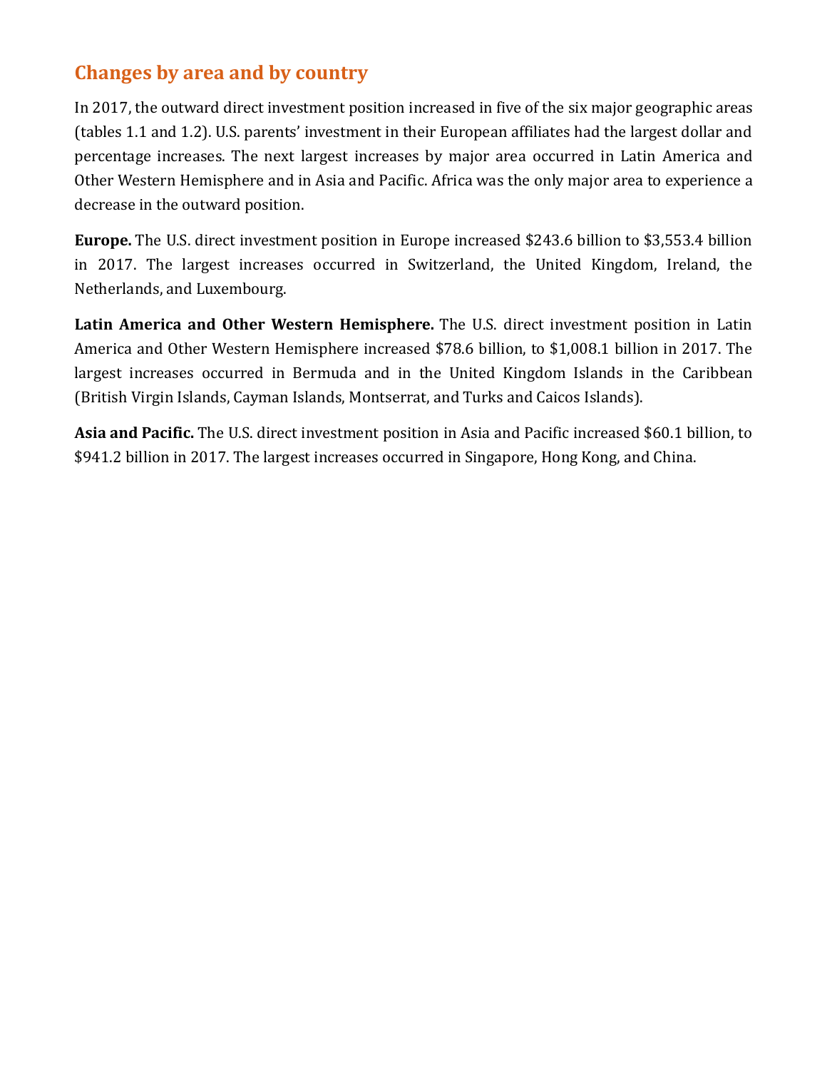## Changes by area and by country

In 2017, the outward direct investment position increased in five of the six major geographic areas (tables 1.1 and 1.2). U.S. parents' investment in their European affiliates had the largest dollar and percentage increases. The next largest increases by major area occurred in Latin America and Other Western Hemisphere and in Asia and Pacific. Africa was the only major area to experience a decrease in the outward position.

**Europe.** The U.S. direct investment position in Europe increased $243.6 billion to $3,553.4 billion in 2017. The largest increases occurred in Switzerland, the United Kingdom, Ireland, the Netherlands, and Luxembourg.

**Latin America and Other Western Hemisphere.** The U.S. direct investment position in Latin America and Other Western Hemisphere increased $78.6 billion, to $1,008.1 billion in 2017. The largest increases occurred in Bermuda and in the United Kingdom Islands in the Caribbean (British Virgin Islands, Cayman Islands, Montserrat, and Turks and Caicos Islands).

**Asia and Pacific.** The U.S. direct investment position in Asia and Pacific increased $60.1 billion, to $941.2 billion in 2017. The largest increases occurred in Singapore, Hong Kong, and China.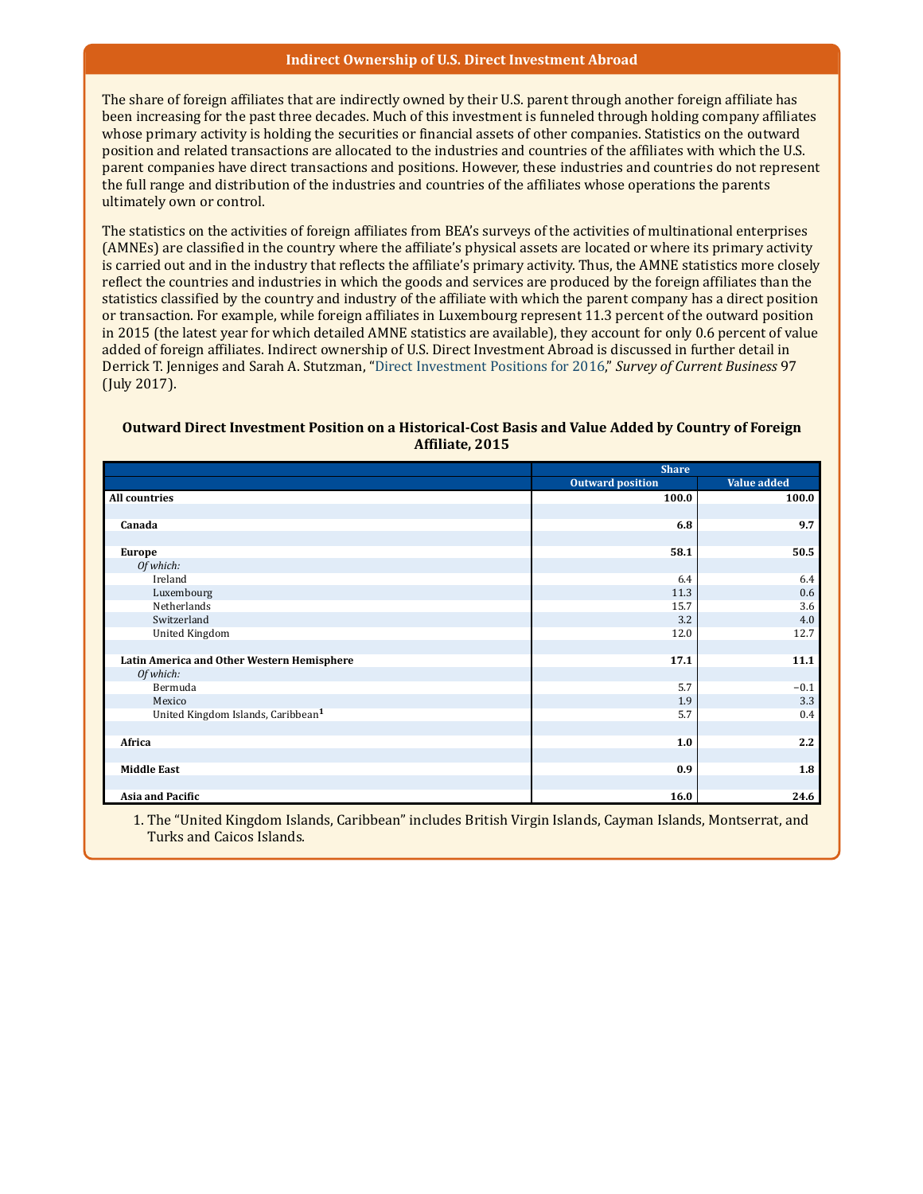## Indirect Ownership of U.S. Direct Investment Abroad

The share of foreign affiliates that are indirectly owned by their U.S. parent through another foreign affiliate has been increasing for the past three decades. Much of this investment is funneled through holding company affiliates whose primary activity is holding the securities or financial assets of other companies. Statistics on the outward position and related transactions are allocated to the industries and countries of the affiliates with which the U.S. parent companies have direct transactions and positions. However, these industries and countries do not represent the full range and distribution of the industries and countries of the affiliates whose operations the parents ultimately own or control.

The statistics on the activities of foreign affiliates from BEA's surveys of the activities of multinational enterprises (AMNEs) are classified in the country where the affiliate's physical assets are located or where its primary activity is carried out and in the industry that reflects the affiliate's primary activity. Thus, the AMNE statistics more closely reflect the countries and industries in which the goods and services are produced by the foreign affiliates than the statistics classified by the country and industry of the affiliate with which the parent company has a direct position or transaction. For example, while foreign affiliates in Luxembourg represent 11.3 percent of the outward position in 2015 (the latest year for which detailed AMNE statistics are available), they account for only 0.6 percent of value added of foreign affiliates. Indirect ownership of U.S. Direct Investment Abroad is discussed in further detail in Derrick T. Jenniges and Sarah A. Stutzman, "Direct Investment Positions for 2016," *Survey of Current Business* 97 (July 2017).

**Outward Direct Investment Position on a Historical-Cost Basis and Value Added by Country of Foreign Affiliate, 2015**

| | Share | |
|---|---|---|
| | Outward position | Value added |
| **All countries** | **100.0** | **100.0** |
| **Canada** | **6.8** | **9.7** |
| **Europe** | **58.1** | **50.5** |
| *Of which:* | | |
| Ireland | 6.4 | 6.4 |
| Luxembourg | 11.3 | 0.6 |
| Netherlands | 15.7 | 3.6 |
| Switzerland | 3.2 | 4.0 |
| United Kingdom | 12.0 | 12.7 |
| **Latin America and Other Western Hemisphere** | **17.1** | **11.1** |
| *Of which:* | | |
| Bermuda | 5.7 | −0.1 |
| Mexico | 1.9 | 3.3 |
| United Kingdom Islands, Caribbean[1] | 5.7 | 0.4 |
| **Africa** | **1.0** | **2.2** |
| **Middle East** | **0.9** | **1.8** |
| **Asia and Pacific** | **16.0** | **24.6** |

1. The "United Kingdom Islands, Caribbean" includes British Virgin Islands, Cayman Islands, Montserrat, and Turks and Caicos Islands.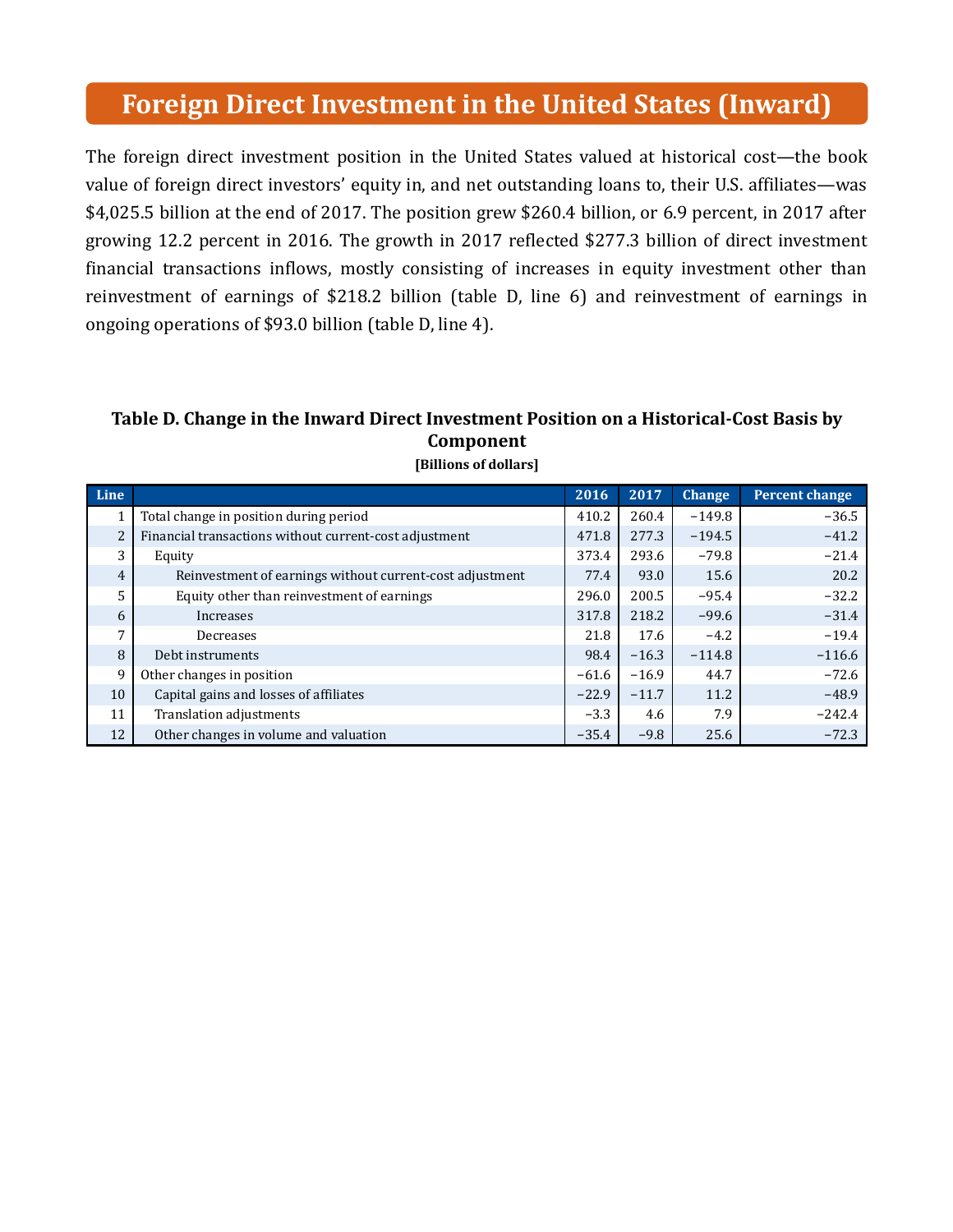# Foreign Direct Investment in the United States (Inward)

The foreign direct investment position in the United States valued at historical cost—the book value of foreign direct investors' equity in, and net outstanding loans to, their U.S. affiliates—was $4,025.5 billion at the end of 2017. The position grew $260.4 billion, or 6.9 percent, in 2017 after growing 12.2 percent in 2016. The growth in 2017 reflected $277.3 billion of direct investment financial transactions inflows, mostly consisting of increases in equity investment other than reinvestment of earnings of $218.2 billion (table D, line 6) and reinvestment of earnings in ongoing operations of $93.0 billion (table D, line 4).

**Table D. Change in the Inward Direct Investment Position on a Historical-Cost Basis by Component**

**[Billions of dollars]**

| Line | | 2016 | 2017 | Change | Percent change |
|---|---|---|---|---|---|
| 1 | Total change in position during period | 410.2 | 260.4 | −149.8 | −36.5 |
| 2 | Financial transactions without current-cost adjustment | 471.8 | 277.3 | −194.5 | −41.2 |
| 3 | Equity | 373.4 | 293.6 | −79.8 | −21.4 |
| 4 | Reinvestment of earnings without current-cost adjustment | 77.4 | 93.0 | 15.6 | 20.2 |
| 5 | Equity other than reinvestment of earnings | 296.0 | 200.5 | −95.4 | −32.2 |
| 6 | Increases | 317.8 | 218.2 | −99.6 | −31.4 |
| 7 | Decreases | 21.8 | 17.6 | −4.2 | −19.4 |
| 8 | Debt instruments | 98.4 | −16.3 | −114.8 | −116.6 |
| 9 | Other changes in position | −61.6 | −16.9 | 44.7 | −72.6 |
| 10 | Capital gains and losses of affiliates | −22.9 | −11.7 | 11.2 | −48.9 |
| 11 | Translation adjustments | −3.3 | 4.6 | 7.9 | −242.4 |
| 12 | Other changes in volume and valuation | −35.4 | −9.8 | 25.6 | −72.3 |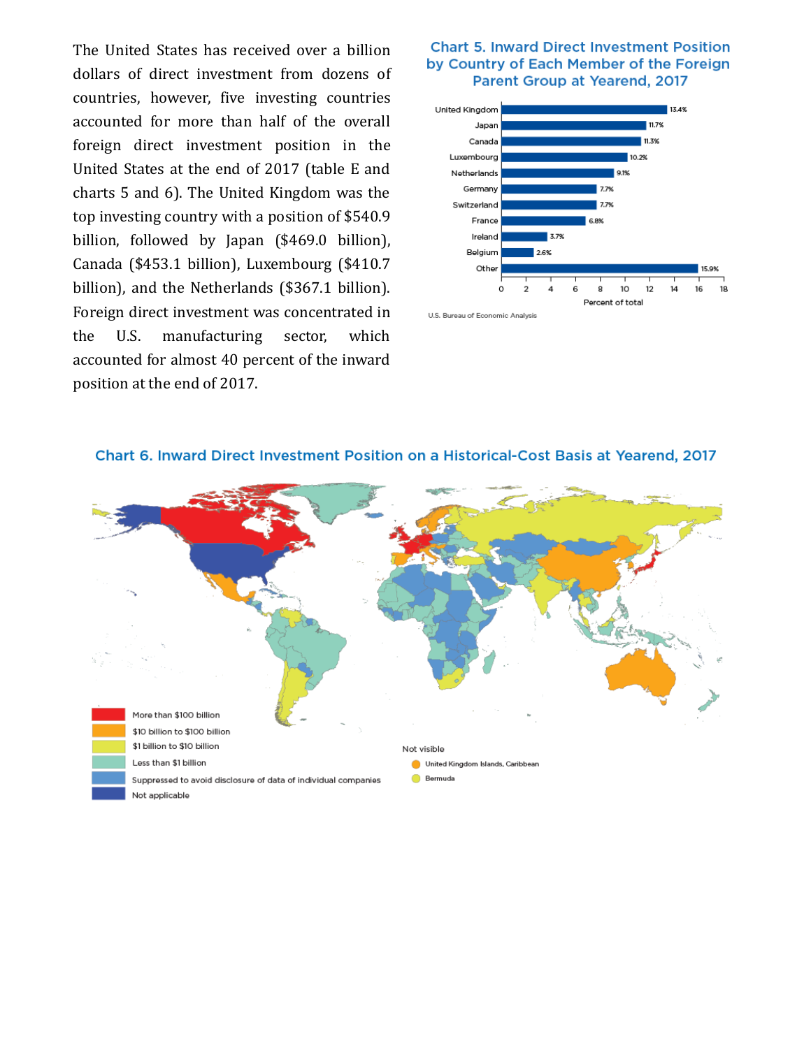The United States has received over a billion dollars of direct investment from dozens of countries, however, five investing countries accounted for more than half of the overall foreign direct investment position in the United States at the end of 2017 (table E and charts 5 and 6). The United Kingdom was the top investing country with a position of $540.9 billion, followed by Japan ($469.0 billion), Canada ($453.1 billion), Luxembourg ($410.7 billion), and the Netherlands ($367.1 billion). Foreign direct investment was concentrated in the U.S. manufacturing sector, which accounted for almost 40 percent of the inward position at the end of 2017.

**Chart 5. Inward Direct Investment Position by Country of Each Member of the Foreign Parent Group at Yearend, 2017**

| Country | Percent of total |
|---|---|
| United Kingdom | 13.4% |
| Japan | 11.7% |
| Canada | 11.3% |
| Luxembourg | 10.2% |
| Netherlands | 9.1% |
| Germany | 7.7% |
| Switzerland | 7.7% |
| France | 6.8% |
| Ireland | 3.7% |
| Belgium | 2.6% |
| Other | 15.9% |

U.S. Bureau of Economic Analysis

**Chart 6. Inward Direct Investment Position on a Historical-Cost Basis at Yearend, 2017**

Legend:
- More than $100 billion
- $10 billion to $100 billion
- $1 billion to $10 billion
- Less than $1 billion
- Suppressed to avoid disclosure of data of individual companies
- Not applicable

Not visible
- United Kingdom Islands, Caribbean
- Bermuda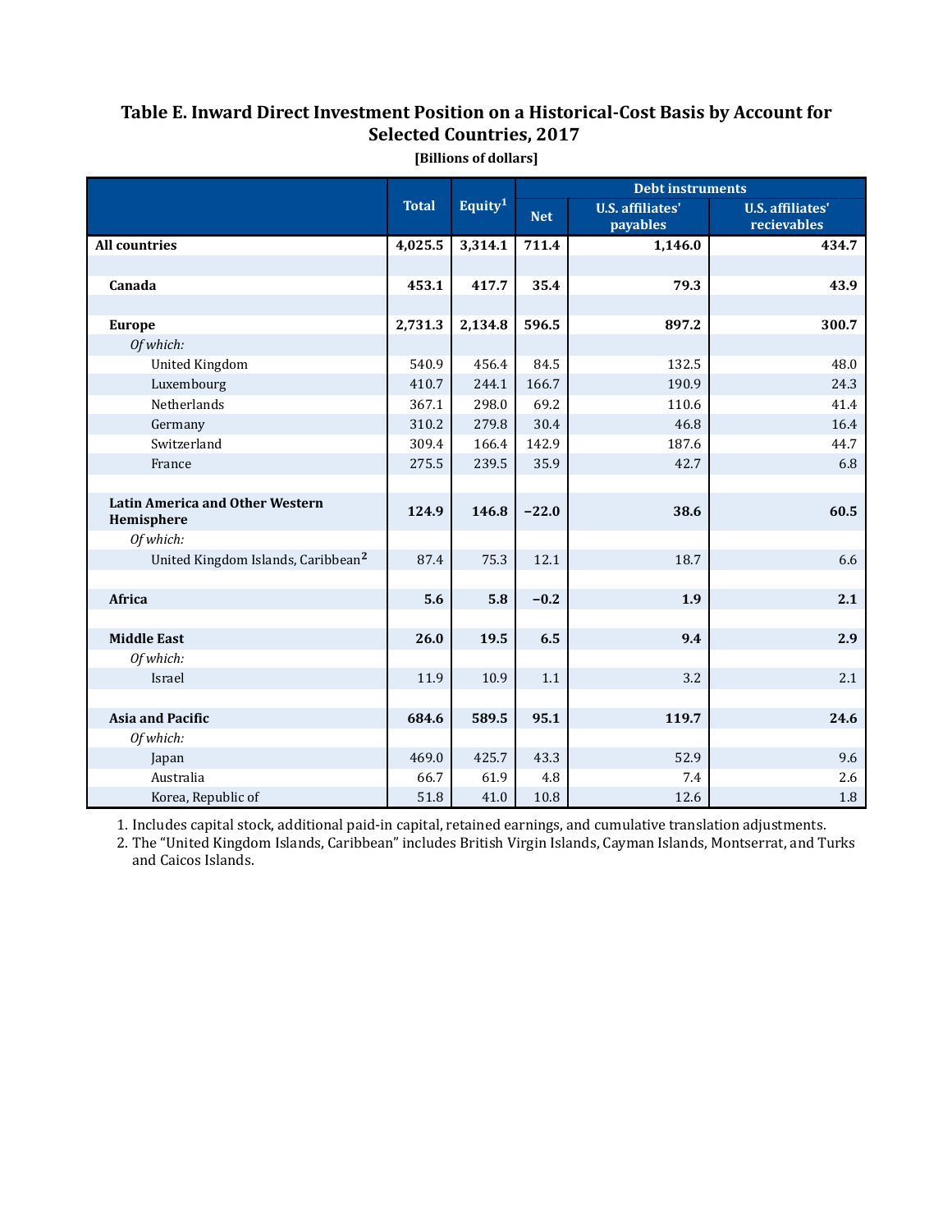# Table E. Inward Direct Investment Position on a Historical-Cost Basis by Account for Selected Countries, 2017

[Billions of dollars]

| | Total | Equity[1] | Debt instruments | | |
|---|---|---|---|---|---|
| | | | Net | U.S. affiliates' payables | U.S. affiliates' recievables |
| **All countries** | **4,025.5** | **3,314.1** | **711.4** | **1,146.0** | **434.7** |
| | | | | | |
| **Canada** | **453.1** | **417.7** | **35.4** | **79.3** | **43.9** |
| | | | | | |
| **Europe** | **2,731.3** | **2,134.8** | **596.5** | **897.2** | **300.7** |
| *Of which:* | | | | | |
| United Kingdom | 540.9 | 456.4 | 84.5 | 132.5 | 48.0 |
| Luxembourg | 410.7 | 244.1 | 166.7 | 190.9 | 24.3 |
| Netherlands | 367.1 | 298.0 | 69.2 | 110.6 | 41.4 |
| Germany | 310.2 | 279.8 | 30.4 | 46.8 | 16.4 |
| Switzerland | 309.4 | 166.4 | 142.9 | 187.6 | 44.7 |
| France | 275.5 | 239.5 | 35.9 | 42.7 | 6.8 |
| | | | | | |
| **Latin America and Other Western Hemisphere** | **124.9** | **146.8** | **−22.0** | **38.6** | **60.5** |
| *Of which:* | | | | | |
| United Kingdom Islands, Caribbean[2] | 87.4 | 75.3 | 12.1 | 18.7 | 6.6 |
| | | | | | |
| **Africa** | **5.6** | **5.8** | **−0.2** | **1.9** | **2.1** |
| | | | | | |
| **Middle East** | **26.0** | **19.5** | **6.5** | **9.4** | **2.9** |
| *Of which:* | | | | | |
| Israel | 11.9 | 10.9 | 1.1 | 3.2 | 2.1 |
| | | | | | |
| **Asia and Pacific** | **684.6** | **589.5** | **95.1** | **119.7** | **24.6** |
| *Of which:* | | | | | |
| Japan | 469.0 | 425.7 | 43.3 | 52.9 | 9.6 |
| Australia | 66.7 | 61.9 | 4.8 | 7.4 | 2.6 |
| Korea, Republic of | 51.8 | 41.0 | 10.8 | 12.6 | 1.8 |

1. Includes capital stock, additional paid-in capital, retained earnings, and cumulative translation adjustments.
2. The "United Kingdom Islands, Caribbean" includes British Virgin Islands, Cayman Islands, Montserrat, and Turks and Caicos Islands.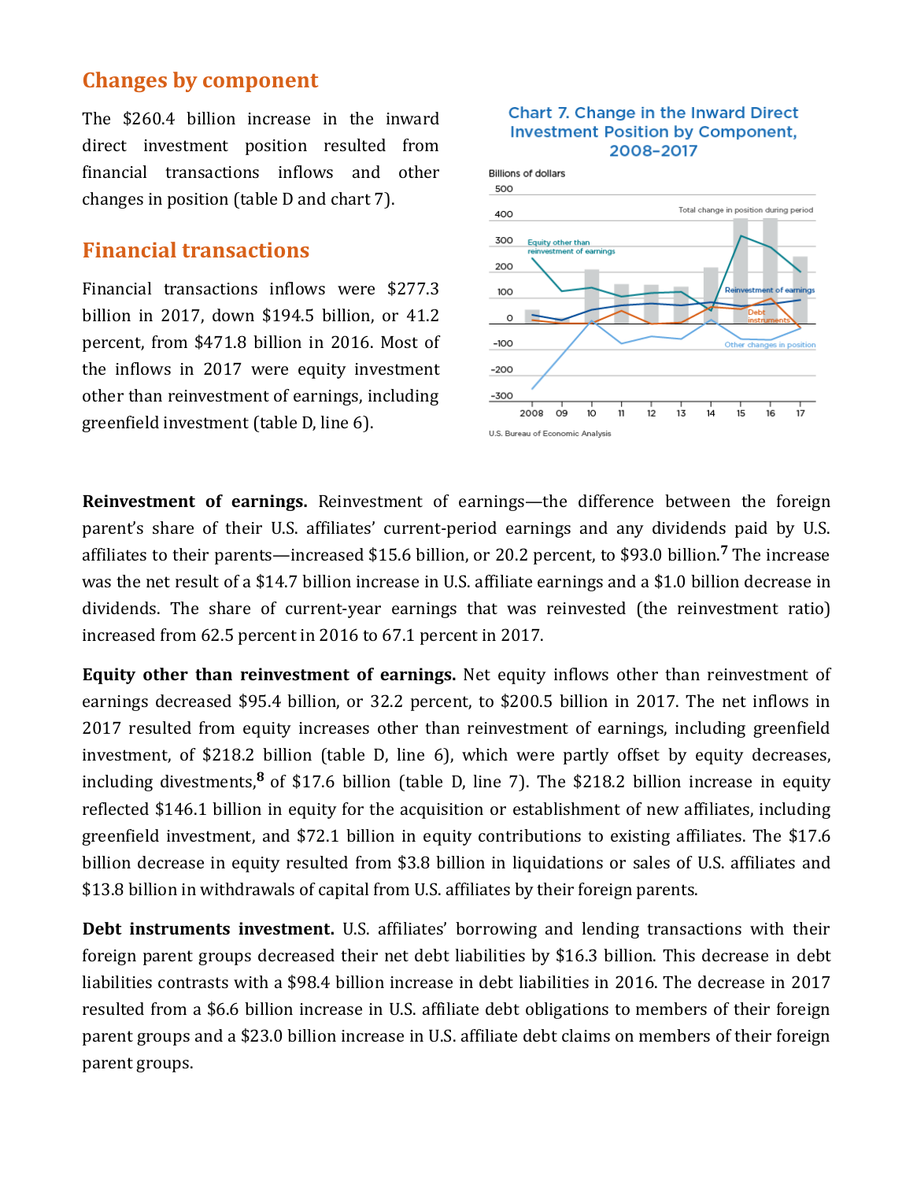## Changes by component

The $260.4 billion increase in the inward direct investment position resulted from financial transactions inflows and other changes in position (table D and chart 7).

## Financial transactions

Financial transactions inflows were $277.3 billion in 2017, down $194.5 billion, or 41.2 percent, from $471.8 billion in 2016. Most of the inflows in 2017 were equity investment other than reinvestment of earnings, including greenfield investment (table D, line 6).

**Chart 7. Change in the Inward Direct Investment Position by Component, 2008–2017**

Billions of dollars

U.S. Bureau of Economic Analysis

**Reinvestment of earnings.** Reinvestment of earnings—the difference between the foreign parent's share of their U.S. affiliates' current-period earnings and any dividends paid by U.S. affiliates to their parents—increased $15.6 billion, or 20.2 percent, to $93.0 billion.[7] The increase was the net result of a $14.7 billion increase in U.S. affiliate earnings and a $1.0 billion decrease in dividends. The share of current-year earnings that was reinvested (the reinvestment ratio) increased from 62.5 percent in 2016 to 67.1 percent in 2017.

**Equity other than reinvestment of earnings.** Net equity inflows other than reinvestment of earnings decreased $95.4 billion, or 32.2 percent, to $200.5 billion in 2017. The net inflows in 2017 resulted from equity increases other than reinvestment of earnings, including greenfield investment, of $218.2 billion (table D, line 6), which were partly offset by equity decreases, including divestments,[8] of $17.6 billion (table D, line 7). The $218.2 billion increase in equity reflected $146.1 billion in equity for the acquisition or establishment of new affiliates, including greenfield investment, and $72.1 billion in equity contributions to existing affiliates. The $17.6 billion decrease in equity resulted from $3.8 billion in liquidations or sales of U.S. affiliates and $13.8 billion in withdrawals of capital from U.S. affiliates by their foreign parents.

**Debt instruments investment.** U.S. affiliates' borrowing and lending transactions with their foreign parent groups decreased their net debt liabilities by $16.3 billion. This decrease in debt liabilities contrasts with a $98.4 billion increase in debt liabilities in 2016. The decrease in 2017 resulted from a $6.6 billion increase in U.S. affiliate debt obligations to members of their foreign parent groups and a $23.0 billion increase in U.S. affiliate debt claims on members of their foreign parent groups.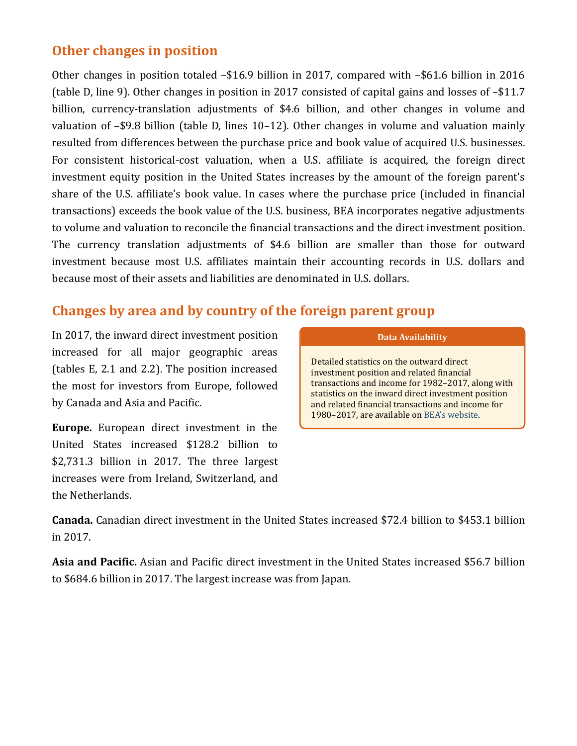## Other changes in position

Other changes in position totaled –$16.9 billion in 2017, compared with –$61.6 billion in 2016 (table D, line 9). Other changes in position in 2017 consisted of capital gains and losses of –$11.7 billion, currency-translation adjustments of $4.6 billion, and other changes in volume and valuation of –$9.8 billion (table D, lines 10–12). Other changes in volume and valuation mainly resulted from differences between the purchase price and book value of acquired U.S. businesses. For consistent historical-cost valuation, when a U.S. affiliate is acquired, the foreign direct investment equity position in the United States increases by the amount of the foreign parent's share of the U.S. affiliate's book value. In cases where the purchase price (included in financial transactions) exceeds the book value of the U.S. business, BEA incorporates negative adjustments to volume and valuation to reconcile the financial transactions and the direct investment position. The currency translation adjustments of $4.6 billion are smaller than those for outward investment because most U.S. affiliates maintain their accounting records in U.S. dollars and because most of their assets and liabilities are denominated in U.S. dollars.

## Changes by area and by country of the foreign parent group

In 2017, the inward direct investment position increased for all major geographic areas (tables E, 2.1 and 2.2). The position increased the most for investors from Europe, followed by Canada and Asia and Pacific.

**Europe.** European direct investment in the United States increased $128.2 billion to $2,731.3 billion in 2017. The three largest increases were from Ireland, Switzerland, and the Netherlands.

**Canada.** Canadian direct investment in the United States increased $72.4 billion to $453.1 billion in 2017.

**Asia and Pacific.** Asian and Pacific direct investment in the United States increased $56.7 billion to $684.6 billion in 2017. The largest increase was from Japan.

**Data Availability**

Detailed statistics on the outward direct investment position and related financial transactions and income for 1982–2017, along with statistics on the inward direct investment position and related financial transactions and income for 1980–2017, are available on BEA's website.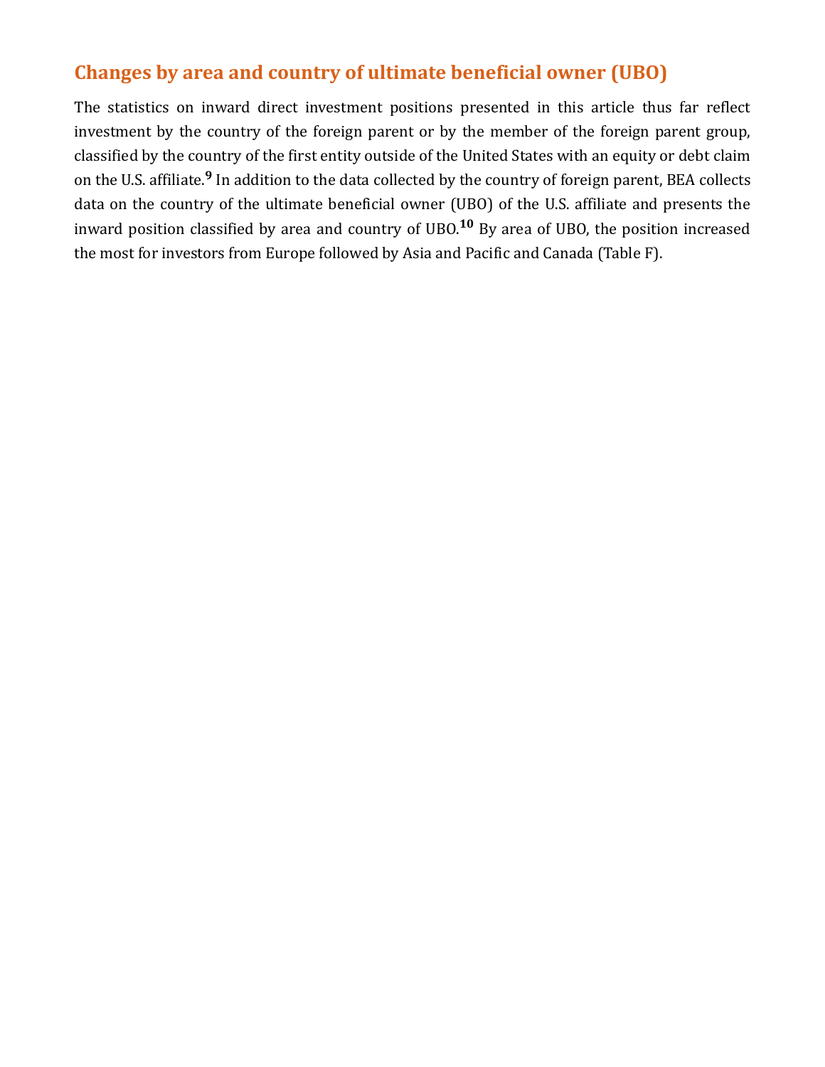## Changes by area and country of ultimate beneficial owner (UBO)

The statistics on inward direct investment positions presented in this article thus far reflect investment by the country of the foreign parent or by the member of the foreign parent group, classified by the country of the first entity outside of the United States with an equity or debt claim on the U.S. affiliate.[9] In addition to the data collected by the country of foreign parent, BEA collects data on the country of the ultimate beneficial owner (UBO) of the U.S. affiliate and presents the inward position classified by area and country of UBO.[10] By area of UBO, the position increased the most for investors from Europe followed by Asia and Pacific and Canada (Table F).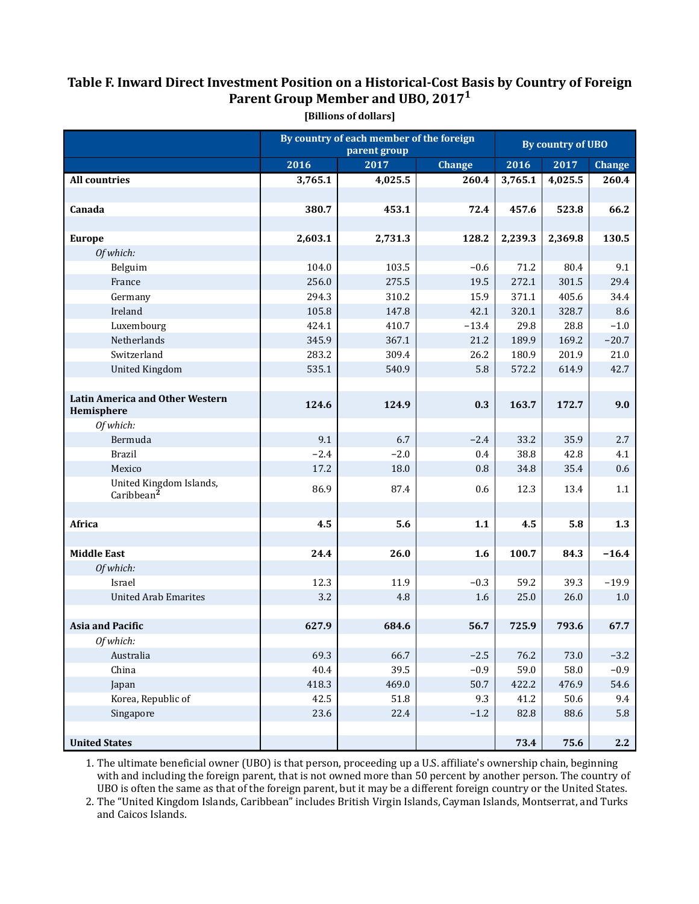# Table F. Inward Direct Investment Position on a Historical-Cost Basis by Country of Foreign Parent Group Member and UBO, 2017[1]

[Billions of dollars]

| | By country of each member of the foreign parent group | | | By country of UBO | | |
|---|---|---|---|---|---|---|
| | 2016 | 2017 | Change | 2016 | 2017 | Change |
| **All countries** | **3,765.1** | **4,025.5** | **260.4** | **3,765.1** | **4,025.5** | **260.4** |
| | | | | | | |
| **Canada** | **380.7** | **453.1** | **72.4** | **457.6** | **523.8** | **66.2** |
| | | | | | | |
| **Europe** | **2,603.1** | **2,731.3** | **128.2** | **2,239.3** | **2,369.8** | **130.5** |
| *Of which:* | | | | | | |
| Belguim | 104.0 | 103.5 | −0.6 | 71.2 | 80.4 | 9.1 |
| France | 256.0 | 275.5 | 19.5 | 272.1 | 301.5 | 29.4 |
| Germany | 294.3 | 310.2 | 15.9 | 371.1 | 405.6 | 34.4 |
| Ireland | 105.8 | 147.8 | 42.1 | 320.1 | 328.7 | 8.6 |
| Luxembourg | 424.1 | 410.7 | −13.4 | 29.8 | 28.8 | −1.0 |
| Netherlands | 345.9 | 367.1 | 21.2 | 189.9 | 169.2 | −20.7 |
| Switzerland | 283.2 | 309.4 | 26.2 | 180.9 | 201.9 | 21.0 |
| United Kingdom | 535.1 | 540.9 | 5.8 | 572.2 | 614.9 | 42.7 |
| | | | | | | |
| **Latin America and Other Western Hemisphere** | **124.6** | **124.9** | **0.3** | **163.7** | **172.7** | **9.0** |
| *Of which:* | | | | | | |
| Bermuda | 9.1 | 6.7 | −2.4 | 33.2 | 35.9 | 2.7 |
| Brazil | −2.4 | −2.0 | 0.4 | 38.8 | 42.8 | 4.1 |
| Mexico | 17.2 | 18.0 | 0.8 | 34.8 | 35.4 | 0.6 |
| United Kingdom Islands, Caribbean[2] | 86.9 | 87.4 | 0.6 | 12.3 | 13.4 | 1.1 |
| | | | | | | |
| **Africa** | **4.5** | **5.6** | **1.1** | **4.5** | **5.8** | **1.3** |
| | | | | | | |
| **Middle East** | **24.4** | **26.0** | **1.6** | **100.7** | **84.3** | **−16.4** |
| *Of which:* | | | | | | |
| Israel | 12.3 | 11.9 | −0.3 | 59.2 | 39.3 | −19.9 |
| United Arab Emarites | 3.2 | 4.8 | 1.6 | 25.0 | 26.0 | 1.0 |
| | | | | | | |
| **Asia and Pacific** | **627.9** | **684.6** | **56.7** | **725.9** | **793.6** | **67.7** |
| *Of which:* | | | | | | |
| Australia | 69.3 | 66.7 | −2.5 | 76.2 | 73.0 | −3.2 |
| China | 40.4 | 39.5 | −0.9 | 59.0 | 58.0 | −0.9 |
| Japan | 418.3 | 469.0 | 50.7 | 422.2 | 476.9 | 54.6 |
| Korea, Republic of | 42.5 | 51.8 | 9.3 | 41.2 | 50.6 | 9.4 |
| Singapore | 23.6 | 22.4 | −1.2 | 82.8 | 88.6 | 5.8 |
| | | | | | | |
| **United States** | | | | **73.4** | **75.6** | **2.2** |

1. The ultimate beneficial owner (UBO) is that person, proceeding up a U.S. affiliate's ownership chain, beginning with and including the foreign parent, that is not owned more than 50 percent by another person. The country of UBO is often the same as that of the foreign parent, but it may be a different foreign country or the United States.
2. The "United Kingdom Islands, Caribbean" includes British Virgin Islands, Cayman Islands, Montserrat, and Turks and Caicos Islands.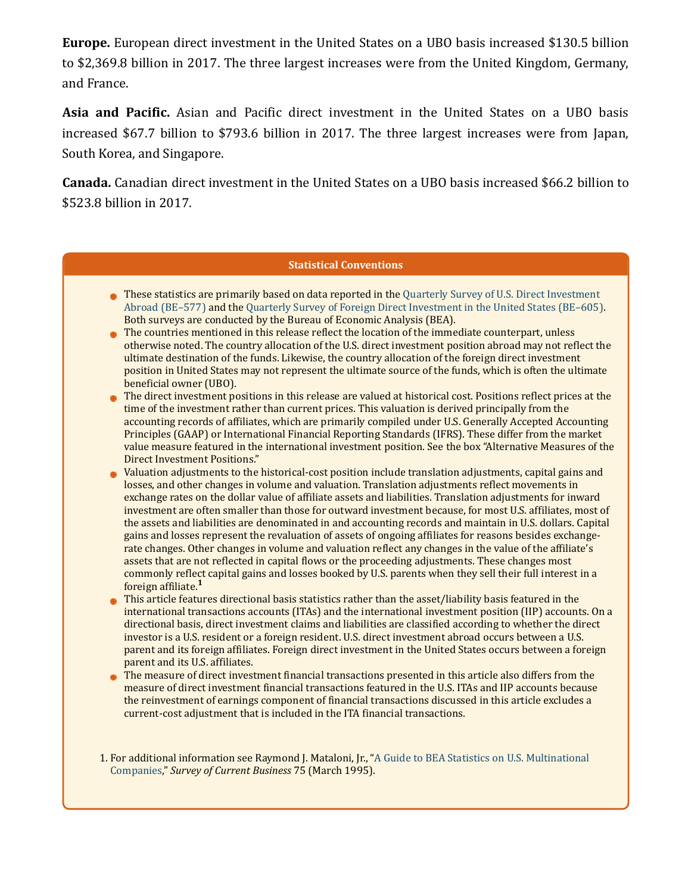**Europe.** European direct investment in the United States on a UBO basis increased $130.5 billion to $2,369.8 billion in 2017. The three largest increases were from the United Kingdom, Germany, and France.

**Asia and Pacific.** Asian and Pacific direct investment in the United States on a UBO basis increased $67.7 billion to $793.6 billion in 2017. The three largest increases were from Japan, South Korea, and Singapore.

**Canada.** Canadian direct investment in the United States on a UBO basis increased $66.2 billion to $523.8 billion in 2017.

### Statistical Conventions

- These statistics are primarily based on data reported in the Quarterly Survey of U.S. Direct Investment Abroad (BE–577) and the Quarterly Survey of Foreign Direct Investment in the United States (BE–605). Both surveys are conducted by the Bureau of Economic Analysis (BEA).
- The countries mentioned in this release reflect the location of the immediate counterpart, unless otherwise noted. The country allocation of the U.S. direct investment position abroad may not reflect the ultimate destination of the funds. Likewise, the country allocation of the foreign direct investment position in United States may not represent the ultimate source of the funds, which is often the ultimate beneficial owner (UBO).
- The direct investment positions in this release are valued at historical cost. Positions reflect prices at the time of the investment rather than current prices. This valuation is derived principally from the accounting records of affiliates, which are primarily compiled under U.S. Generally Accepted Accounting Principles (GAAP) or International Financial Reporting Standards (IFRS). These differ from the market value measure featured in the international investment position. See the box "Alternative Measures of the Direct Investment Positions."
- Valuation adjustments to the historical-cost position include translation adjustments, capital gains and losses, and other changes in volume and valuation. Translation adjustments reflect movements in exchange rates on the dollar value of affiliate assets and liabilities. Translation adjustments for inward investment are often smaller than those for outward investment because, for most U.S. affiliates, most of the assets and liabilities are denominated in and accounting records and maintain in U.S. dollars. Capital gains and losses represent the revaluation of assets of ongoing affiliates for reasons besides exchange-rate changes. Other changes in volume and valuation reflect any changes in the value of the affiliate's assets that are not reflected in capital flows or the proceeding adjustments. These changes most commonly reflect capital gains and losses booked by U.S. parents when they sell their full interest in a foreign affiliate.[1]
- This article features directional basis statistics rather than the asset/liability basis featured in the international transactions accounts (ITAs) and the international investment position (IIP) accounts. On a directional basis, direct investment claims and liabilities are classified according to whether the direct investor is a U.S. resident or a foreign resident. U.S. direct investment abroad occurs between a U.S. parent and its foreign affiliates. Foreign direct investment in the United States occurs between a foreign parent and its U.S. affiliates.
- The measure of direct investment financial transactions presented in this article also differs from the measure of direct investment financial transactions featured in the U.S. ITAs and IIP accounts because the reinvestment of earnings component of financial transactions discussed in this article excludes a current-cost adjustment that is included in the ITA financial transactions.

1. For additional information see Raymond J. Mataloni, Jr., "A Guide to BEA Statistics on U.S. Multinational Companies," *Survey of Current Business* 75 (March 1995).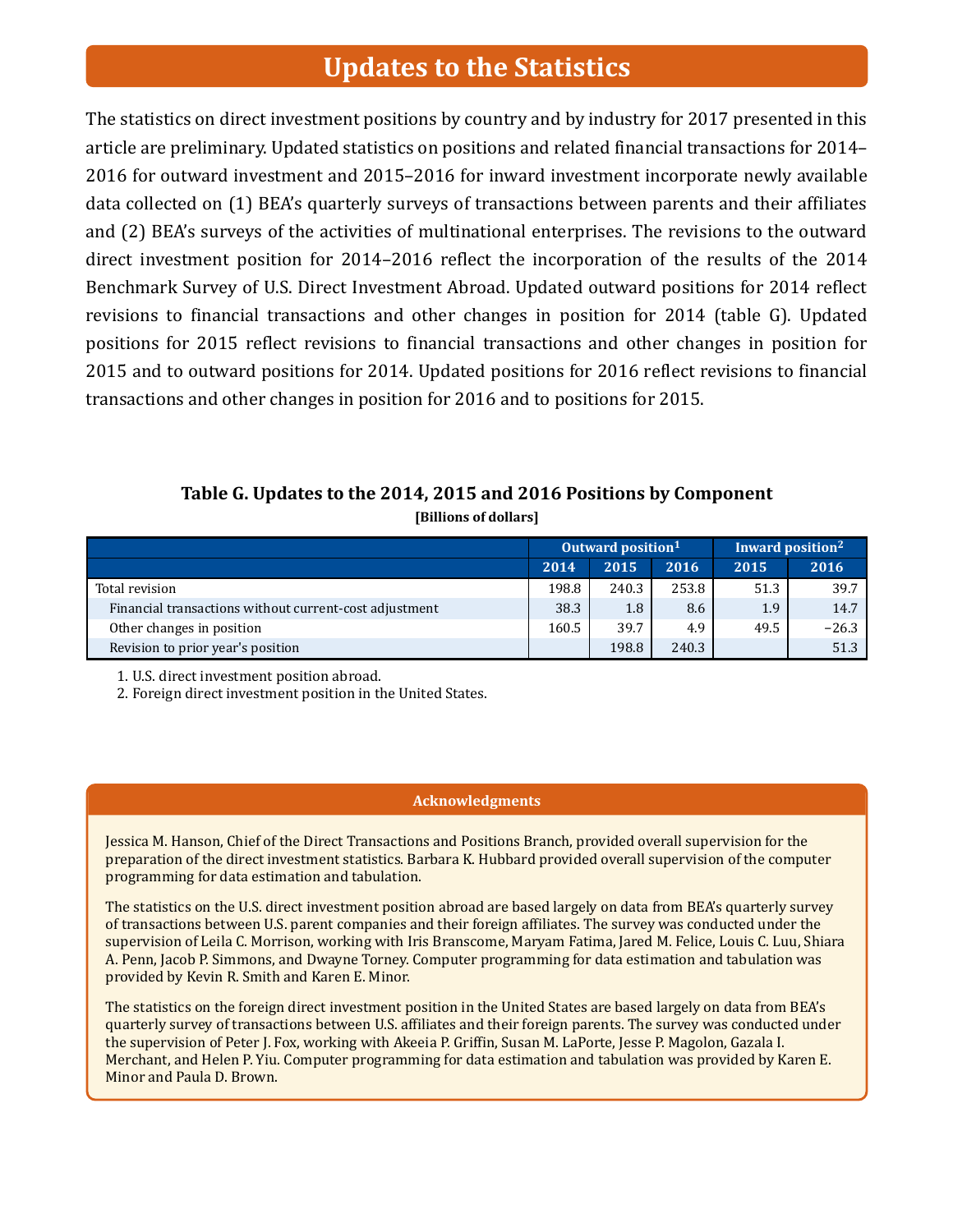# Updates to the Statistics

The statistics on direct investment positions by country and by industry for 2017 presented in this article are preliminary. Updated statistics on positions and related financial transactions for 2014–2016 for outward investment and 2015–2016 for inward investment incorporate newly available data collected on (1) BEA's quarterly surveys of transactions between parents and their affiliates and (2) BEA's surveys of the activities of multinational enterprises. The revisions to the outward direct investment position for 2014–2016 reflect the incorporation of the results of the 2014 Benchmark Survey of U.S. Direct Investment Abroad. Updated outward positions for 2014 reflect revisions to financial transactions and other changes in position for 2014 (table G). Updated positions for 2015 reflect revisions to financial transactions and other changes in position for 2015 and to outward positions for 2014. Updated positions for 2016 reflect revisions to financial transactions and other changes in position for 2016 and to positions for 2015.

**Table G. Updates to the 2014, 2015 and 2016 Positions by Component**

[Billions of dollars]

| | Outward position[1] | | | Inward position[2] | |
|---|---|---|---|---|---|
| | 2014 | 2015 | 2016 | 2015 | 2016 |
| Total revision | 198.8 | 240.3 | 253.8 | 51.3 | 39.7 |
| Financial transactions without current-cost adjustment | 38.3 | 1.8 | 8.6 | 1.9 | 14.7 |
| Other changes in position | 160.5 | 39.7 | 4.9 | 49.5 | −26.3 |
| Revision to prior year's position | | 198.8 | 240.3 | | 51.3 |

1. U.S. direct investment position abroad.
2. Foreign direct investment position in the United States.

## Acknowledgments

Jessica M. Hanson, Chief of the Direct Transactions and Positions Branch, provided overall supervision for the preparation of the direct investment statistics. Barbara K. Hubbard provided overall supervision of the computer programming for data estimation and tabulation.

The statistics on the U.S. direct investment position abroad are based largely on data from BEA's quarterly survey of transactions between U.S. parent companies and their foreign affiliates. The survey was conducted under the supervision of Leila C. Morrison, working with Iris Branscome, Maryam Fatima, Jared M. Felice, Louis C. Luu, Shiara A. Penn, Jacob P. Simmons, and Dwayne Torney. Computer programming for data estimation and tabulation was provided by Kevin R. Smith and Karen E. Minor.

The statistics on the foreign direct investment position in the United States are based largely on data from BEA's quarterly survey of transactions between U.S. affiliates and their foreign parents. The survey was conducted under the supervision of Peter J. Fox, working with Akeeia P. Griffin, Susan M. LaPorte, Jesse P. Magolon, Gazala I. Merchant, and Helen P. Yiu. Computer programming for data estimation and tabulation was provided by Karen E. Minor and Paula D. Brown.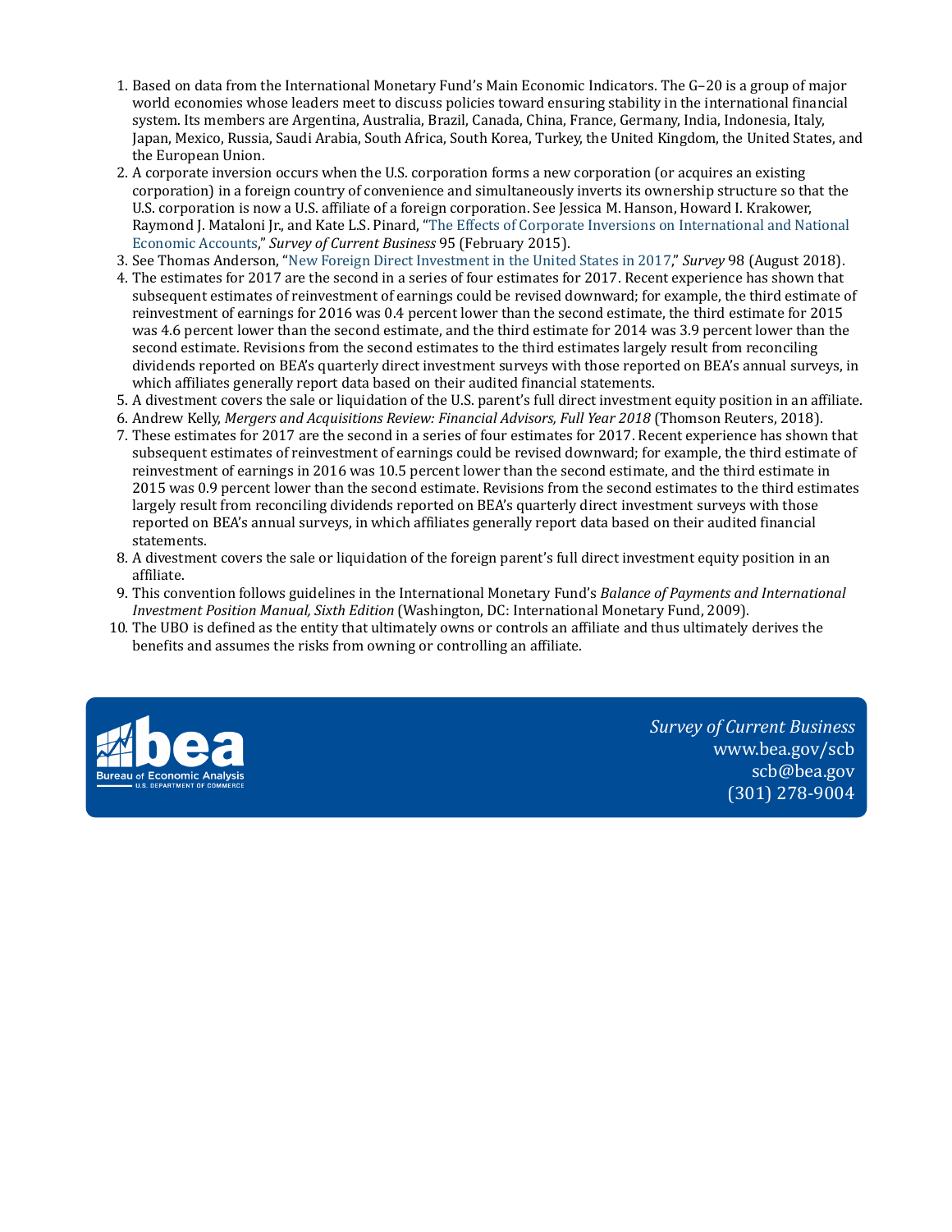1. Based on data from the International Monetary Fund's Main Economic Indicators. The G–20 is a group of major world economies whose leaders meet to discuss policies toward ensuring stability in the international financial system. Its members are Argentina, Australia, Brazil, Canada, China, France, Germany, India, Indonesia, Italy, Japan, Mexico, Russia, Saudi Arabia, South Africa, South Korea, Turkey, the United Kingdom, the United States, and the European Union.
2. A corporate inversion occurs when the U.S. corporation forms a new corporation (or acquires an existing corporation) in a foreign country of convenience and simultaneously inverts its ownership structure so that the U.S. corporation is now a U.S. affiliate of a foreign corporation. See Jessica M. Hanson, Howard I. Krakower, Raymond J. Mataloni Jr., and Kate L.S. Pinard, "The Effects of Corporate Inversions on International and National Economic Accounts," *Survey of Current Business* 95 (February 2015).
3. See Thomas Anderson, "New Foreign Direct Investment in the United States in 2017," *Survey* 98 (August 2018).
4. The estimates for 2017 are the second in a series of four estimates for 2017. Recent experience has shown that subsequent estimates of reinvestment of earnings could be revised downward; for example, the third estimate of reinvestment of earnings for 2016 was 0.4 percent lower than the second estimate, the third estimate for 2015 was 4.6 percent lower than the second estimate, and the third estimate for 2014 was 3.9 percent lower than the second estimate. Revisions from the second estimates to the third estimates largely result from reconciling dividends reported on BEA's quarterly direct investment surveys with those reported on BEA's annual surveys, in which affiliates generally report data based on their audited financial statements.
5. A divestment covers the sale or liquidation of the U.S. parent's full direct investment equity position in an affiliate.
6. Andrew Kelly, *Mergers and Acquisitions Review: Financial Advisors, Full Year 2018* (Thomson Reuters, 2018).
7. These estimates for 2017 are the second in a series of four estimates for 2017. Recent experience has shown that subsequent estimates of reinvestment of earnings could be revised downward; for example, the third estimate of reinvestment of earnings in 2016 was 10.5 percent lower than the second estimate, and the third estimate in 2015 was 0.9 percent lower than the second estimate. Revisions from the second estimates to the third estimates largely result from reconciling dividends reported on BEA's quarterly direct investment surveys with those reported on BEA's annual surveys, in which affiliates generally report data based on their audited financial statements.
8. A divestment covers the sale or liquidation of the foreign parent's full direct investment equity position in an affiliate.
9. This convention follows guidelines in the International Monetary Fund's *Balance of Payments and International Investment Position Manual, Sixth Edition* (Washington, DC: International Monetary Fund, 2009).
10. The UBO is defined as the entity that ultimately owns or controls an affiliate and thus ultimately derives the benefits and assumes the risks from owning or controlling an affiliate.

bea
Bureau of Economic Analysis
U.S. DEPARTMENT OF COMMERCE

*Survey of Current Business*
www.bea.gov/scb
scb@bea.gov
(301) 278-9004